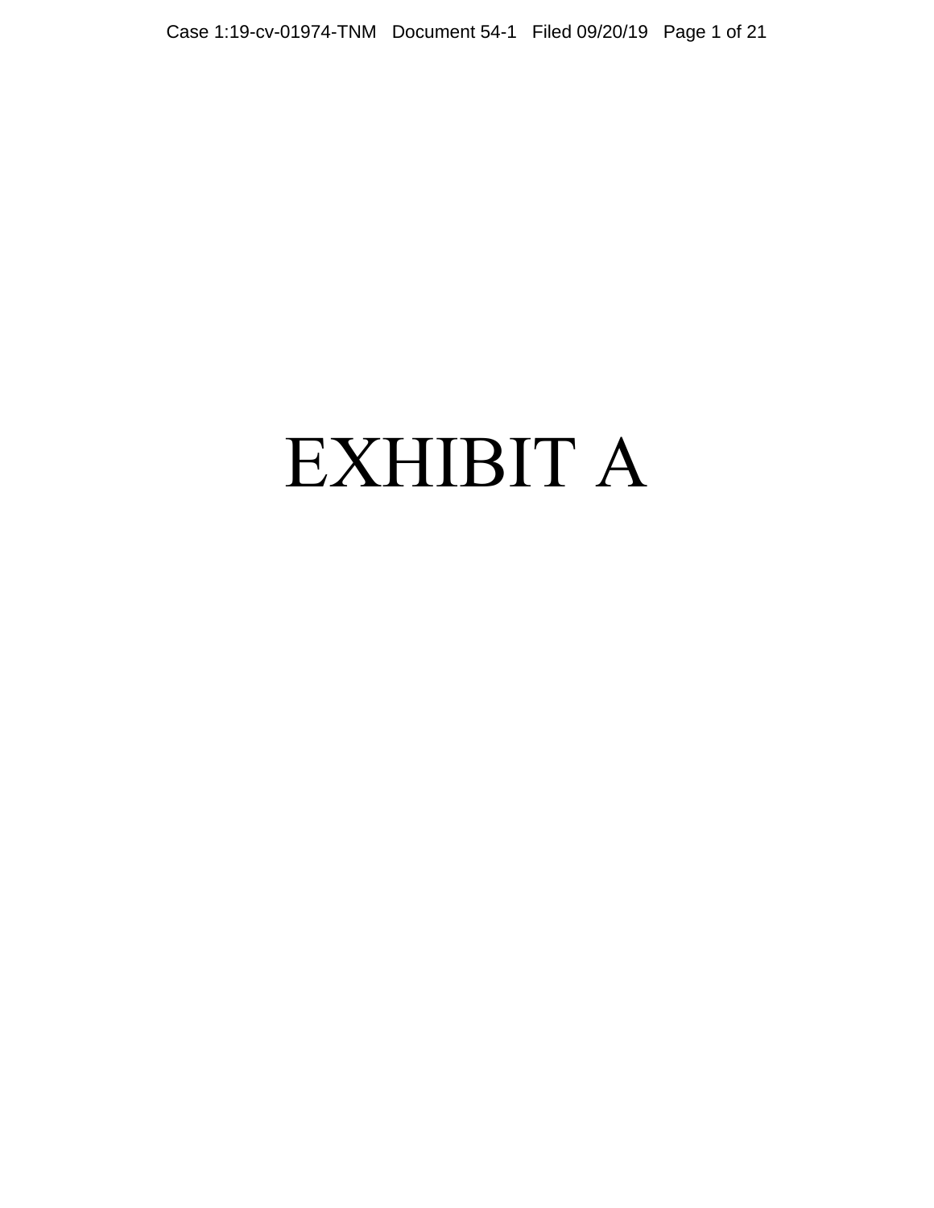# EXHIBIT A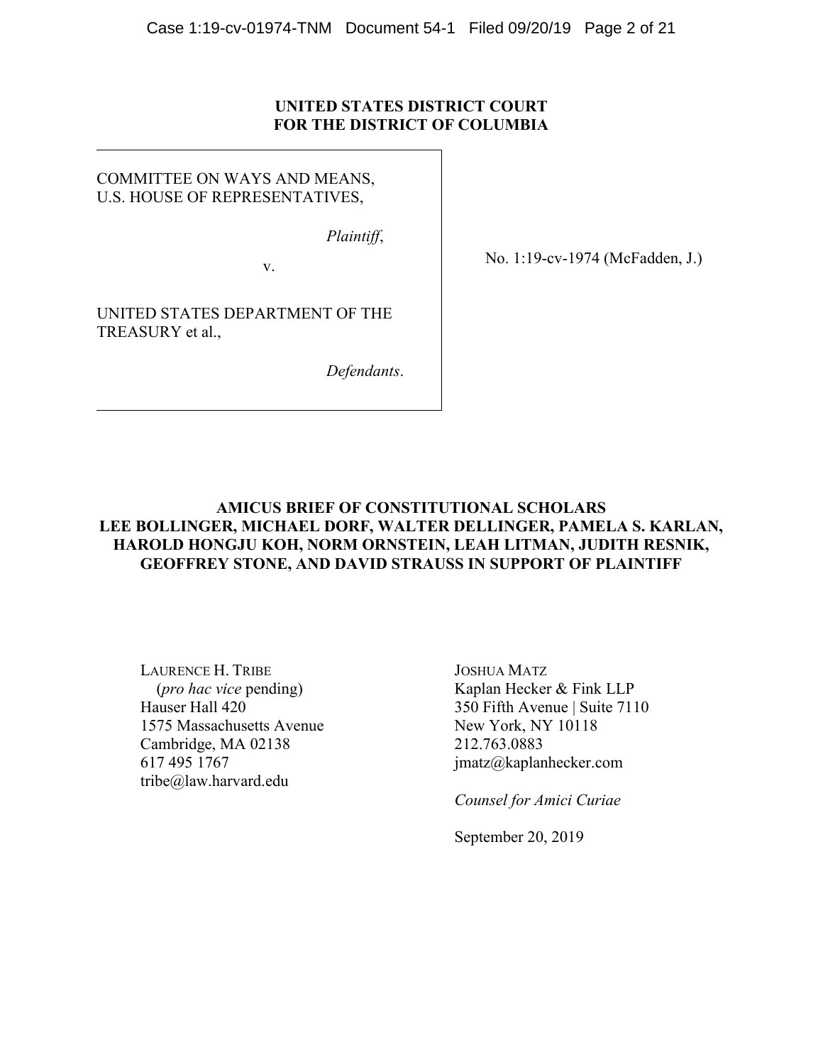**UNITED STATES DISTRICT COURT**
**FOR THE DISTRICT OF COLUMBIA**

COMMITTEE ON WAYS AND MEANS,
U.S. HOUSE OF REPRESENTATIVES,

*Plaintiff*,

v.

UNITED STATES DEPARTMENT OF THE TREASURY et al.,

*Defendants*.

No. 1:19-cv-1974 (McFadden, J.)

**AMICUS BRIEF OF CONSTITUTIONAL SCHOLARS LEE BOLLINGER, MICHAEL DORF, WALTER DELLINGER, PAMELA S. KARLAN, HAROLD HONGJU KOH, NORM ORNSTEIN, LEAH LITMAN, JUDITH RESNIK, GEOFFREY STONE, AND DAVID STRAUSS IN SUPPORT OF PLAINTIFF**

LAURENCE H. TRIBE
(*pro hac vice* pending)
Hauser Hall 420
1575 Massachusetts Avenue
Cambridge, MA 02138
617 495 1767
tribe@law.harvard.edu

JOSHUA MATZ
Kaplan Hecker & Fink LLP
350 Fifth Avenue | Suite 7110
New York, NY 10118
212.763.0883
jmatz@kaplanhecker.com

*Counsel for Amici Curiae*

September 20, 2019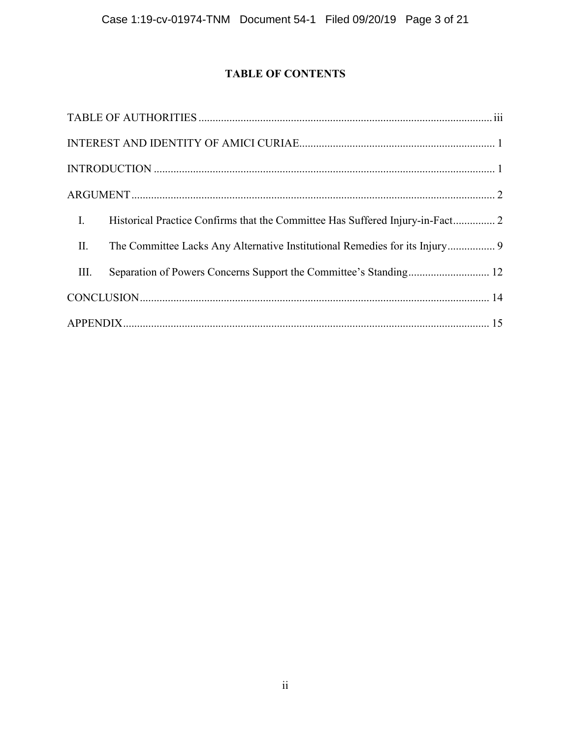# TABLE OF CONTENTS

TABLE OF AUTHORITIES ........................................................................................................ iii

INTEREST AND IDENTITY OF AMICI CURIAE..................................................................... 1

INTRODUCTION ......................................................................................................................... 1

ARGUMENT ................................................................................................................................. 2

I. Historical Practice Confirms that the Committee Has Suffered Injury-in-Fact............... 2

II. The Committee Lacks Any Alternative Institutional Remedies for its Injury................. 9

III. Separation of Powers Concerns Support the Committee's Standing............................. 12

CONCLUSION............................................................................................................................ 14

APPENDIX.................................................................................................................................. 15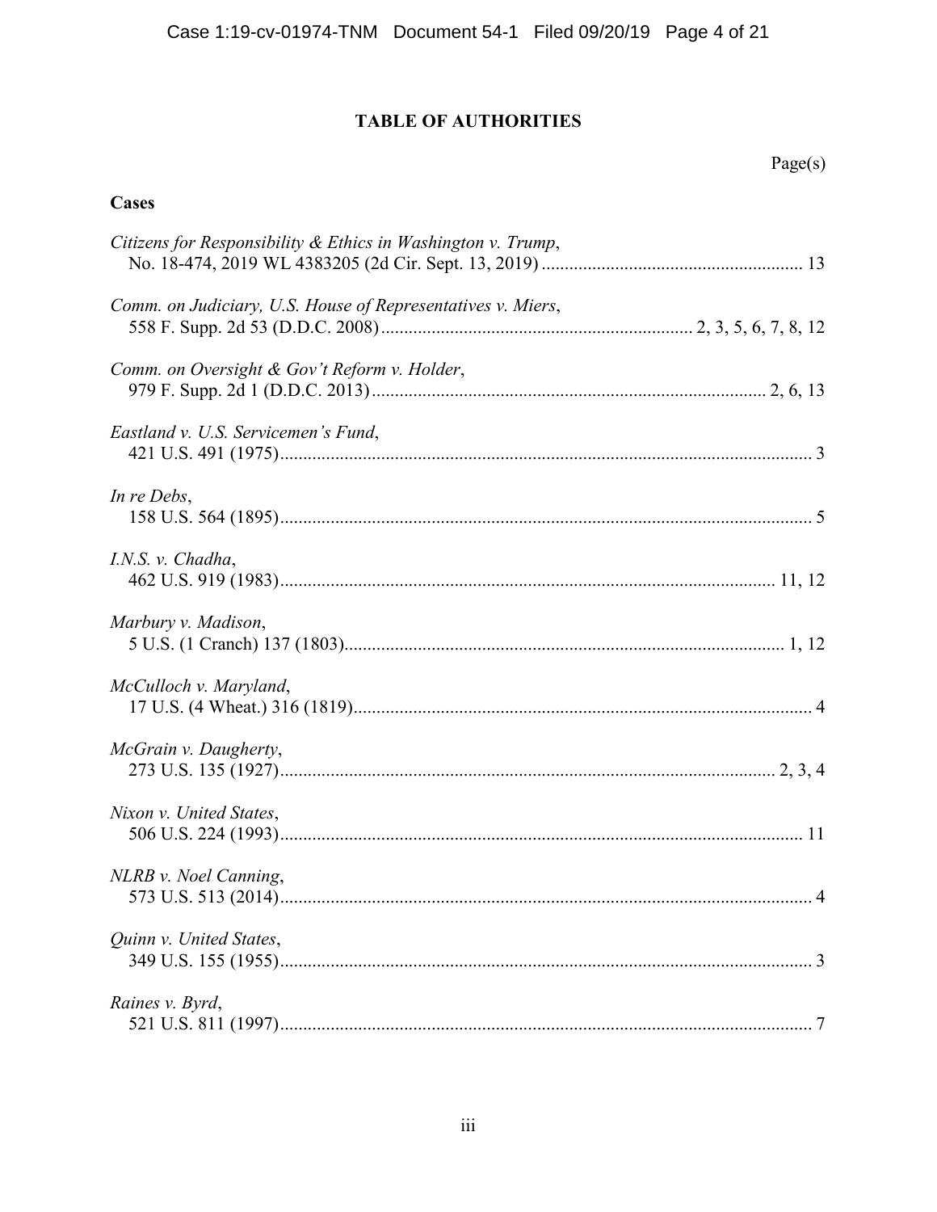# TABLE OF AUTHORITIES

Page(s)

## Cases

*Citizens for Responsibility & Ethics in Washington v. Trump*,
No. 18-474, 2019 WL 4383205 (2d Cir. Sept. 13, 2019) .......... 13

*Comm. on Judiciary, U.S. House of Representatives v. Miers*,
558 F. Supp. 2d 53 (D.D.C. 2008) .......... 2, 3, 5, 6, 7, 8, 12

*Comm. on Oversight & Gov't Reform v. Holder*,
979 F. Supp. 2d 1 (D.D.C. 2013) .......... 2, 6, 13

*Eastland v. U.S. Servicemen's Fund*,
421 U.S. 491 (1975) .......... 3

*In re Debs*,
158 U.S. 564 (1895) .......... 5

*I.N.S. v. Chadha*,
462 U.S. 919 (1983) .......... 11, 12

*Marbury v. Madison*,
5 U.S. (1 Cranch) 137 (1803) .......... 1, 12

*McCulloch v. Maryland*,
17 U.S. (4 Wheat.) 316 (1819) .......... 4

*McGrain v. Daugherty*,
273 U.S. 135 (1927) .......... 2, 3, 4

*Nixon v. United States*,
506 U.S. 224 (1993) .......... 11

*NLRB v. Noel Canning*,
573 U.S. 513 (2014) .......... 4

*Quinn v. United States*,
349 U.S. 155 (1955) .......... 3

*Raines v. Byrd*,
521 U.S. 811 (1997) .......... 7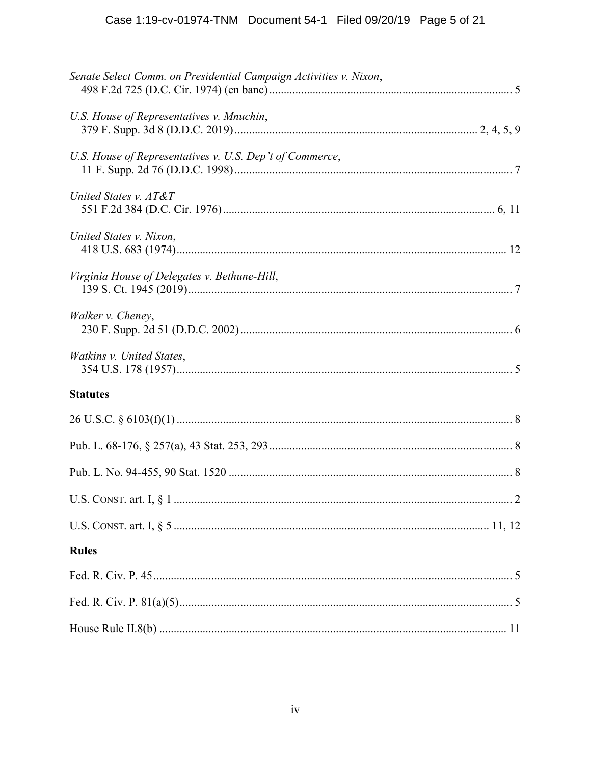*Senate Select Comm. on Presidential Campaign Activities v. Nixon*,
498 F.2d 725 (D.C. Cir. 1974) (en banc) ........................................................................ 5

*U.S. House of Representatives v. Mnuchin*,
379 F. Supp. 3d 8 (D.D.C. 2019) ........................................................................ 2, 4, 5, 9

*U.S. House of Representatives v. U.S. Dep't of Commerce*,
11 F. Supp. 2d 76 (D.D.C. 1998) ........................................................................ 7

*United States v. AT&T*
551 F.2d 384 (D.C. Cir. 1976) ........................................................................ 6, 11

*United States v. Nixon*,
418 U.S. 683 (1974) ........................................................................ 12

*Virginia House of Delegates v. Bethune-Hill*,
139 S. Ct. 1945 (2019) ........................................................................ 7

*Walker v. Cheney*,
230 F. Supp. 2d 51 (D.D.C. 2002) ........................................................................ 6

*Watkins v. United States*,
354 U.S. 178 (1957) ........................................................................ 5

**Statutes**

26 U.S.C. § 6103(f)(1) ........................................................................ 8

Pub. L. 68-176, § 257(a), 43 Stat. 253, 293 ........................................................................ 8

Pub. L. No. 94-455, 90 Stat. 1520 ........................................................................ 8

U.S. CONST. art. I, § 1 ........................................................................ 2

U.S. CONST. art. I, § 5 ........................................................................ 11, 12

**Rules**

Fed. R. Civ. P. 45 ........................................................................ 5

Fed. R. Civ. P. 81(a)(5) ........................................................................ 5

House Rule II.8(b) ........................................................................ 11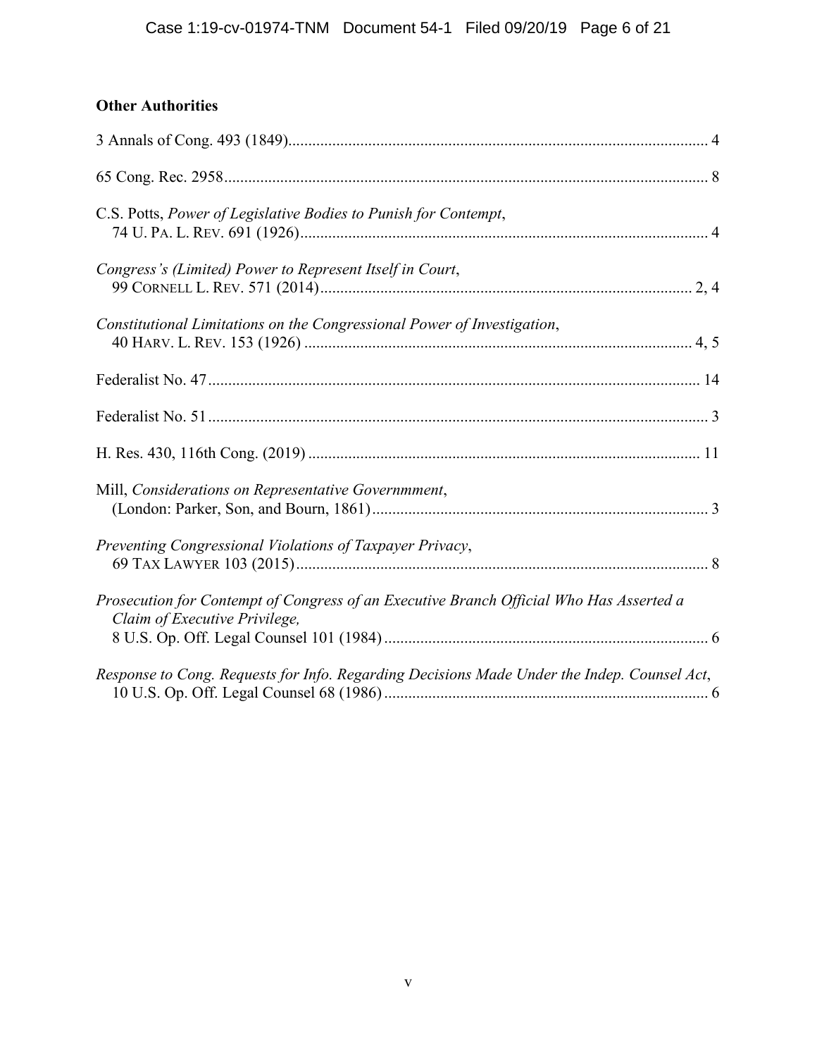**Other Authorities**

3 Annals of Cong. 493 (1849)........................................................................................................ 4

65 Cong. Rec. 2958........................................................................................................................ 8

C.S. Potts, *Power of Legislative Bodies to Punish for Contempt*,
74 U. PA. L. REV. 691 (1926)...................................................................................................... 4

*Congress's (Limited) Power to Represent Itself in Court*,
99 CORNELL L. REV. 571 (2014)............................................................................................ 2, 4

*Constitutional Limitations on the Congressional Power of Investigation*,
40 HARV. L. REV. 153 (1926) ................................................................................................ 4, 5

Federalist No. 47.......................................................................................................................... 14

Federalist No. 51............................................................................................................................ 3

H. Res. 430, 116th Cong. (2019) .................................................................................................. 11

Mill, *Considerations on Representative Governmment*,
(London: Parker, Son, and Bourn, 1861).................................................................................... 3

*Preventing Congressional Violations of Taxpayer Privacy*,
69 TAX LAWYER 103 (2015)....................................................................................................... 8

*Prosecution for Contempt of Congress of an Executive Branch Official Who Has Asserted a Claim of Executive Privilege,*
8 U.S. Op. Off. Legal Counsel 101 (1984) ................................................................................. 6

*Response to Cong. Requests for Info. Regarding Decisions Made Under the Indep. Counsel Act*,
10 U.S. Op. Off. Legal Counsel 68 (1986) ................................................................................. 6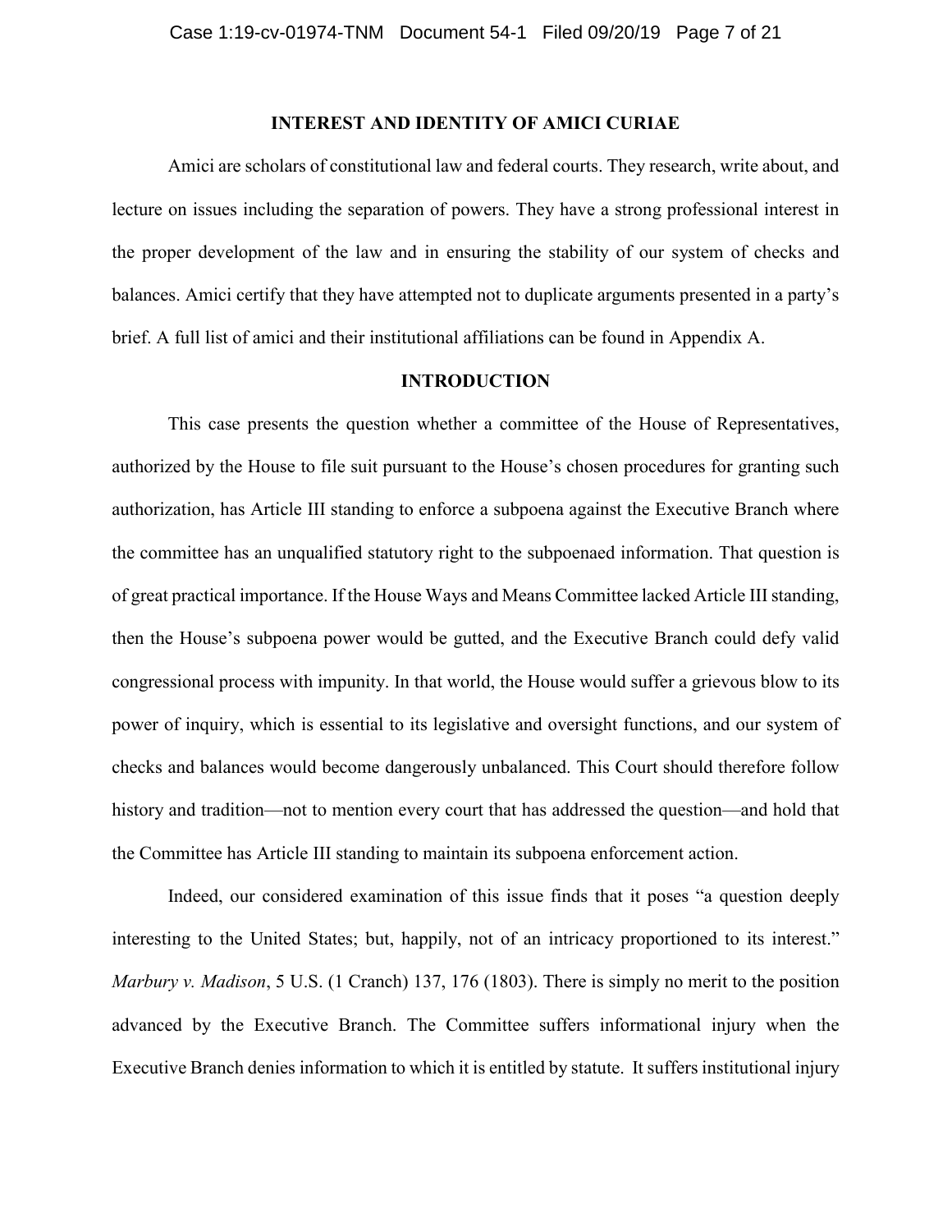## INTEREST AND IDENTITY OF AMICI CURIAE

Amici are scholars of constitutional law and federal courts. They research, write about, and lecture on issues including the separation of powers. They have a strong professional interest in the proper development of the law and in ensuring the stability of our system of checks and balances. Amici certify that they have attempted not to duplicate arguments presented in a party's brief. A full list of amici and their institutional affiliations can be found in Appendix A.

## INTRODUCTION

This case presents the question whether a committee of the House of Representatives, authorized by the House to file suit pursuant to the House's chosen procedures for granting such authorization, has Article III standing to enforce a subpoena against the Executive Branch where the committee has an unqualified statutory right to the subpoenaed information. That question is of great practical importance. If the House Ways and Means Committee lacked Article III standing, then the House's subpoena power would be gutted, and the Executive Branch could defy valid congressional process with impunity. In that world, the House would suffer a grievous blow to its power of inquiry, which is essential to its legislative and oversight functions, and our system of checks and balances would become dangerously unbalanced. This Court should therefore follow history and tradition—not to mention every court that has addressed the question—and hold that the Committee has Article III standing to maintain its subpoena enforcement action.

Indeed, our considered examination of this issue finds that it poses "a question deeply interesting to the United States; but, happily, not of an intricacy proportioned to its interest." *Marbury v. Madison*, 5 U.S. (1 Cranch) 137, 176 (1803). There is simply no merit to the position advanced by the Executive Branch. The Committee suffers informational injury when the Executive Branch denies information to which it is entitled by statute. It suffers institutional injury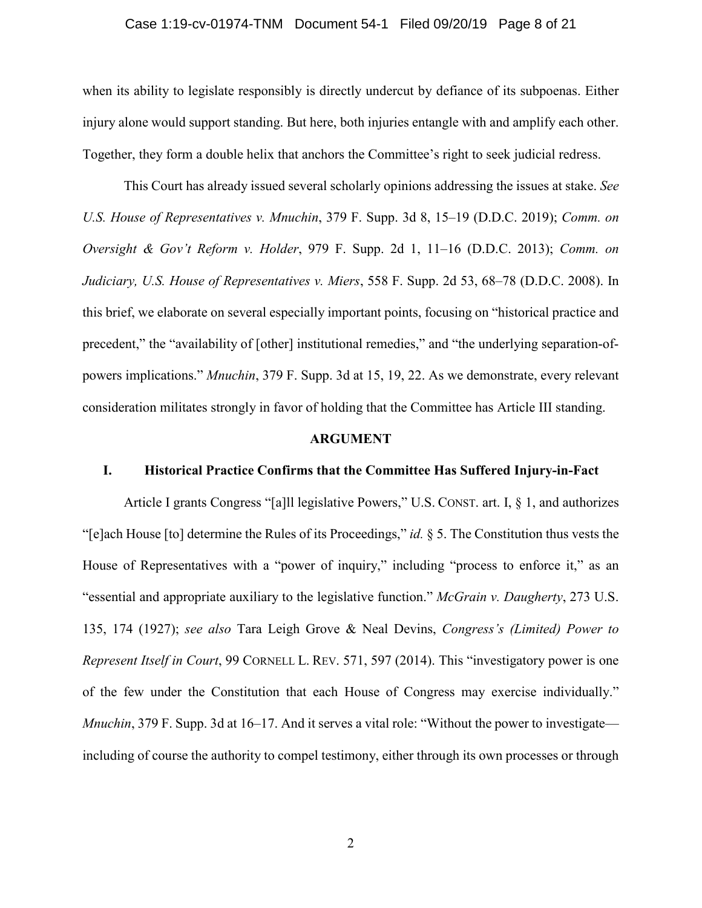when its ability to legislate responsibly is directly undercut by defiance of its subpoenas. Either injury alone would support standing. But here, both injuries entangle with and amplify each other. Together, they form a double helix that anchors the Committee's right to seek judicial redress.

This Court has already issued several scholarly opinions addressing the issues at stake. *See U.S. House of Representatives v. Mnuchin*, 379 F. Supp. 3d 8, 15–19 (D.D.C. 2019); *Comm. on Oversight & Gov't Reform v. Holder*, 979 F. Supp. 2d 1, 11–16 (D.D.C. 2013); *Comm. on Judiciary, U.S. House of Representatives v. Miers*, 558 F. Supp. 2d 53, 68–78 (D.D.C. 2008). In this brief, we elaborate on several especially important points, focusing on "historical practice and precedent," the "availability of [other] institutional remedies," and "the underlying separation-of-powers implications." *Mnuchin*, 379 F. Supp. 3d at 15, 19, 22. As we demonstrate, every relevant consideration militates strongly in favor of holding that the Committee has Article III standing.

## ARGUMENT

### I. Historical Practice Confirms that the Committee Has Suffered Injury-in-Fact

Article I grants Congress "[a]ll legislative Powers," U.S. CONST. art. I, § 1, and authorizes "[e]ach House [to] determine the Rules of its Proceedings," *id.* § 5. The Constitution thus vests the House of Representatives with a "power of inquiry," including "process to enforce it," as an "essential and appropriate auxiliary to the legislative function." *McGrain v. Daugherty*, 273 U.S. 135, 174 (1927); *see also* Tara Leigh Grove & Neal Devins, *Congress's (Limited) Power to Represent Itself in Court*, 99 CORNELL L. REV. 571, 597 (2014). This "investigatory power is one of the few under the Constitution that each House of Congress may exercise individually." *Mnuchin*, 379 F. Supp. 3d at 16–17. And it serves a vital role: "Without the power to investigate—including of course the authority to compel testimony, either through its own processes or through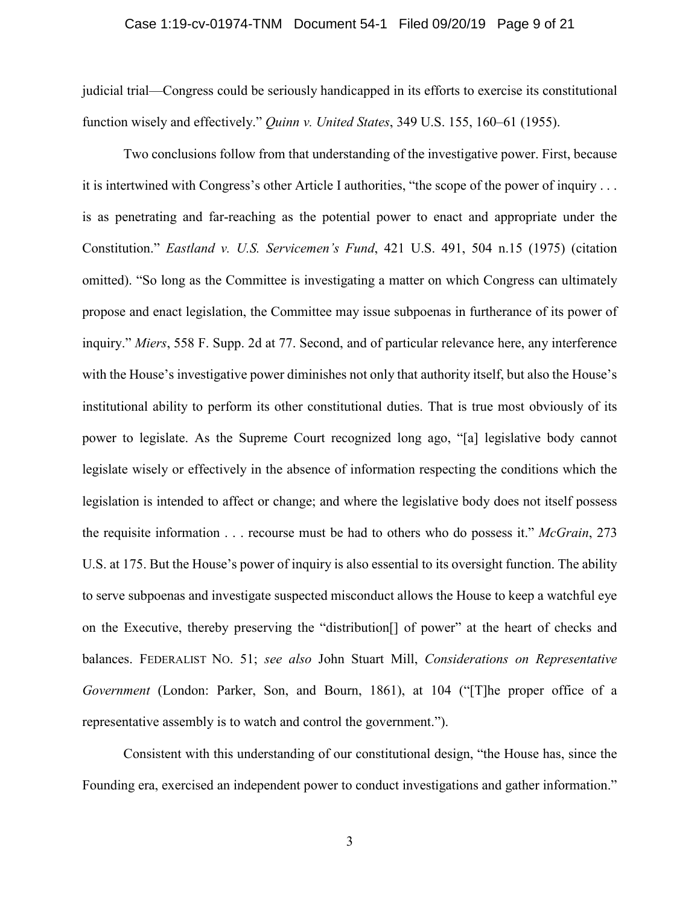judicial trial—Congress could be seriously handicapped in its efforts to exercise its constitutional function wisely and effectively." *Quinn v. United States*, 349 U.S. 155, 160–61 (1955).

Two conclusions follow from that understanding of the investigative power. First, because it is intertwined with Congress's other Article I authorities, "the scope of the power of inquiry . . . is as penetrating and far-reaching as the potential power to enact and appropriate under the Constitution." *Eastland v. U.S. Servicemen's Fund*, 421 U.S. 491, 504 n.15 (1975) (citation omitted). "So long as the Committee is investigating a matter on which Congress can ultimately propose and enact legislation, the Committee may issue subpoenas in furtherance of its power of inquiry." *Miers*, 558 F. Supp. 2d at 77. Second, and of particular relevance here, any interference with the House's investigative power diminishes not only that authority itself, but also the House's institutional ability to perform its other constitutional duties. That is true most obviously of its power to legislate. As the Supreme Court recognized long ago, "[a] legislative body cannot legislate wisely or effectively in the absence of information respecting the conditions which the legislation is intended to affect or change; and where the legislative body does not itself possess the requisite information . . . recourse must be had to others who do possess it." *McGrain*, 273 U.S. at 175. But the House's power of inquiry is also essential to its oversight function. The ability to serve subpoenas and investigate suspected misconduct allows the House to keep a watchful eye on the Executive, thereby preserving the "distribution[] of power" at the heart of checks and balances. FEDERALIST NO. 51; *see also* John Stuart Mill, *Considerations on Representative Government* (London: Parker, Son, and Bourn, 1861), at 104 ("[T]he proper office of a representative assembly is to watch and control the government.").

Consistent with this understanding of our constitutional design, "the House has, since the Founding era, exercised an independent power to conduct investigations and gather information."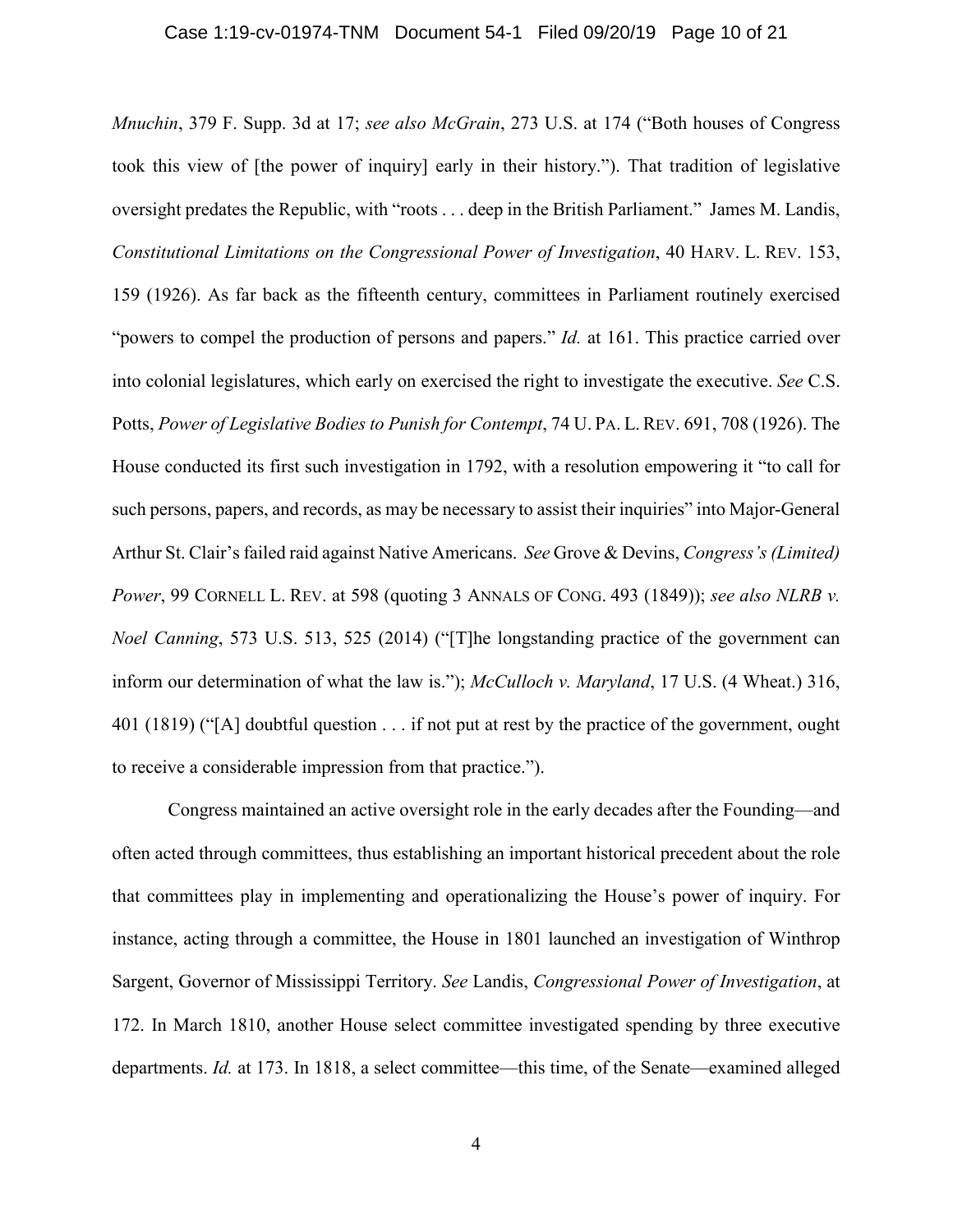*Mnuchin*, 379 F. Supp. 3d at 17; *see also McGrain*, 273 U.S. at 174 ("Both houses of Congress took this view of [the power of inquiry] early in their history."). That tradition of legislative oversight predates the Republic, with "roots . . . deep in the British Parliament." James M. Landis, *Constitutional Limitations on the Congressional Power of Investigation*, 40 HARV. L. REV. 153, 159 (1926). As far back as the fifteenth century, committees in Parliament routinely exercised "powers to compel the production of persons and papers." *Id.* at 161. This practice carried over into colonial legislatures, which early on exercised the right to investigate the executive. *See* C.S. Potts, *Power of Legislative Bodies to Punish for Contempt*, 74 U. PA. L. REV. 691, 708 (1926). The House conducted its first such investigation in 1792, with a resolution empowering it "to call for such persons, papers, and records, as may be necessary to assist their inquiries" into Major-General Arthur St. Clair's failed raid against Native Americans. *See* Grove & Devins, *Congress's (Limited) Power*, 99 CORNELL L. REV. at 598 (quoting 3 ANNALS OF CONG. 493 (1849)); *see also NLRB v. Noel Canning*, 573 U.S. 513, 525 (2014) ("[T]he longstanding practice of the government can inform our determination of what the law is."); *McCulloch v. Maryland*, 17 U.S. (4 Wheat.) 316, 401 (1819) ("[A] doubtful question . . . if not put at rest by the practice of the government, ought to receive a considerable impression from that practice.").

Congress maintained an active oversight role in the early decades after the Founding—and often acted through committees, thus establishing an important historical precedent about the role that committees play in implementing and operationalizing the House's power of inquiry. For instance, acting through a committee, the House in 1801 launched an investigation of Winthrop Sargent, Governor of Mississippi Territory. *See* Landis, *Congressional Power of Investigation*, at 172. In March 1810, another House select committee investigated spending by three executive departments. *Id.* at 173. In 1818, a select committee—this time, of the Senate—examined alleged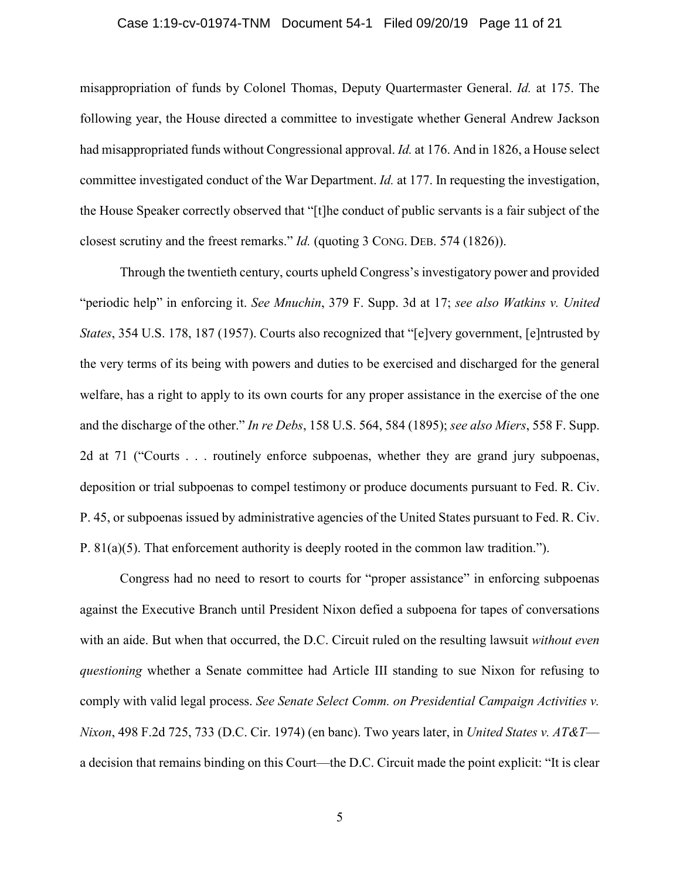misappropriation of funds by Colonel Thomas, Deputy Quartermaster General. *Id.* at 175. The following year, the House directed a committee to investigate whether General Andrew Jackson had misappropriated funds without Congressional approval. *Id.* at 176. And in 1826, a House select committee investigated conduct of the War Department. *Id.* at 177. In requesting the investigation, the House Speaker correctly observed that "[t]he conduct of public servants is a fair subject of the closest scrutiny and the freest remarks." *Id.* (quoting 3 CONG. DEB. 574 (1826)).

Through the twentieth century, courts upheld Congress's investigatory power and provided "periodic help" in enforcing it. *See Mnuchin*, 379 F. Supp. 3d at 17; *see also Watkins v. United States*, 354 U.S. 178, 187 (1957). Courts also recognized that "[e]very government, [e]ntrusted by the very terms of its being with powers and duties to be exercised and discharged for the general welfare, has a right to apply to its own courts for any proper assistance in the exercise of the one and the discharge of the other." *In re Debs*, 158 U.S. 564, 584 (1895); *see also Miers*, 558 F. Supp. 2d at 71 ("Courts . . . routinely enforce subpoenas, whether they are grand jury subpoenas, deposition or trial subpoenas to compel testimony or produce documents pursuant to Fed. R. Civ. P. 45, or subpoenas issued by administrative agencies of the United States pursuant to Fed. R. Civ. P. 81(a)(5). That enforcement authority is deeply rooted in the common law tradition.").

Congress had no need to resort to courts for "proper assistance" in enforcing subpoenas against the Executive Branch until President Nixon defied a subpoena for tapes of conversations with an aide. But when that occurred, the D.C. Circuit ruled on the resulting lawsuit *without even questioning* whether a Senate committee had Article III standing to sue Nixon for refusing to comply with valid legal process. *See Senate Select Comm. on Presidential Campaign Activities v. Nixon*, 498 F.2d 725, 733 (D.C. Cir. 1974) (en banc). Two years later, in *United States v. AT&T*—a decision that remains binding on this Court—the D.C. Circuit made the point explicit: "It is clear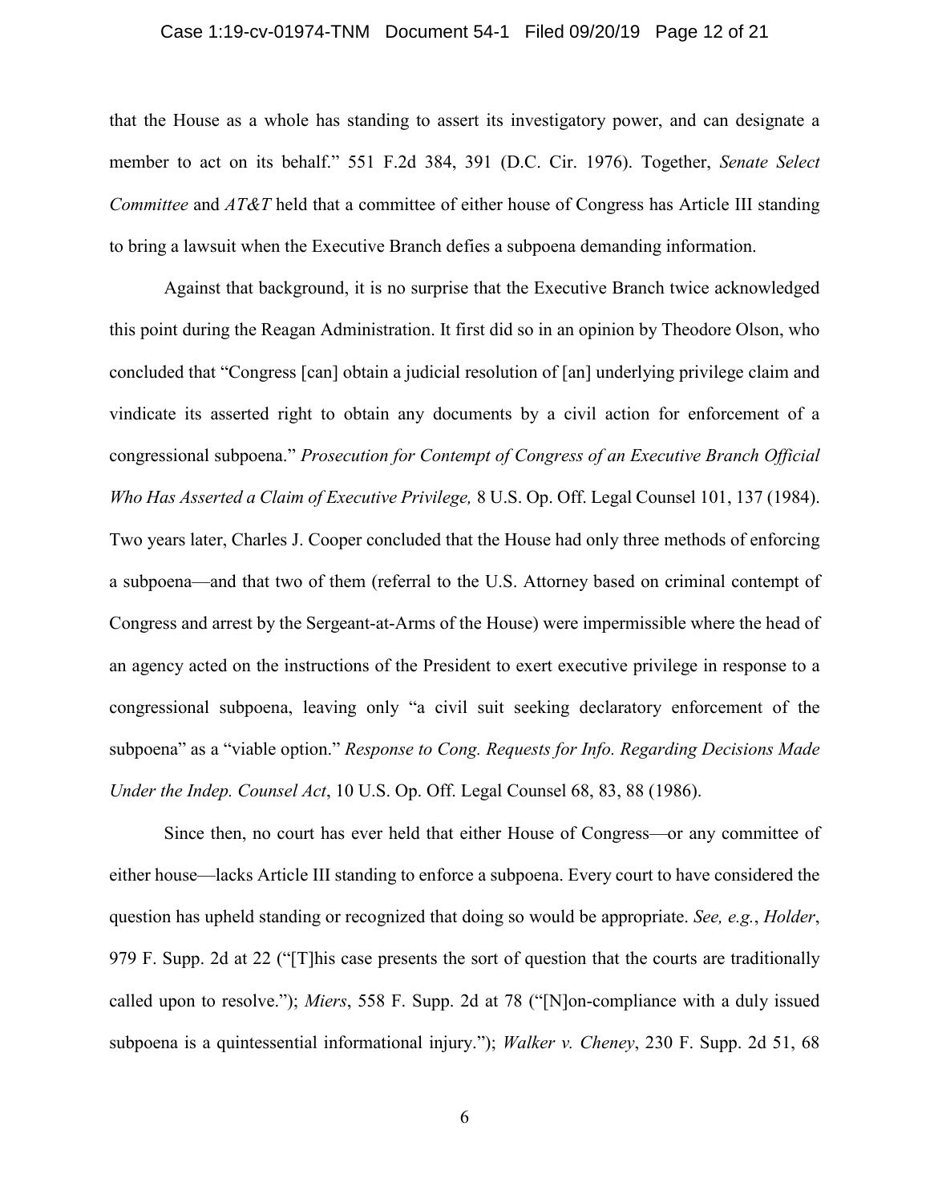that the House as a whole has standing to assert its investigatory power, and can designate a member to act on its behalf." 551 F.2d 384, 391 (D.C. Cir. 1976). Together, *Senate Select Committee* and *AT&T* held that a committee of either house of Congress has Article III standing to bring a lawsuit when the Executive Branch defies a subpoena demanding information.

Against that background, it is no surprise that the Executive Branch twice acknowledged this point during the Reagan Administration. It first did so in an opinion by Theodore Olson, who concluded that "Congress [can] obtain a judicial resolution of [an] underlying privilege claim and vindicate its asserted right to obtain any documents by a civil action for enforcement of a congressional subpoena." *Prosecution for Contempt of Congress of an Executive Branch Official Who Has Asserted a Claim of Executive Privilege,* 8 U.S. Op. Off. Legal Counsel 101, 137 (1984). Two years later, Charles J. Cooper concluded that the House had only three methods of enforcing a subpoena—and that two of them (referral to the U.S. Attorney based on criminal contempt of Congress and arrest by the Sergeant-at-Arms of the House) were impermissible where the head of an agency acted on the instructions of the President to exert executive privilege in response to a congressional subpoena, leaving only "a civil suit seeking declaratory enforcement of the subpoena" as a "viable option." *Response to Cong. Requests for Info. Regarding Decisions Made Under the Indep. Counsel Act*, 10 U.S. Op. Off. Legal Counsel 68, 83, 88 (1986).

Since then, no court has ever held that either House of Congress—or any committee of either house—lacks Article III standing to enforce a subpoena. Every court to have considered the question has upheld standing or recognized that doing so would be appropriate. *See, e.g.*, *Holder*, 979 F. Supp. 2d at 22 ("[T]his case presents the sort of question that the courts are traditionally called upon to resolve."); *Miers*, 558 F. Supp. 2d at 78 ("[N]on-compliance with a duly issued subpoena is a quintessential informational injury."); *Walker v. Cheney*, 230 F. Supp. 2d 51, 68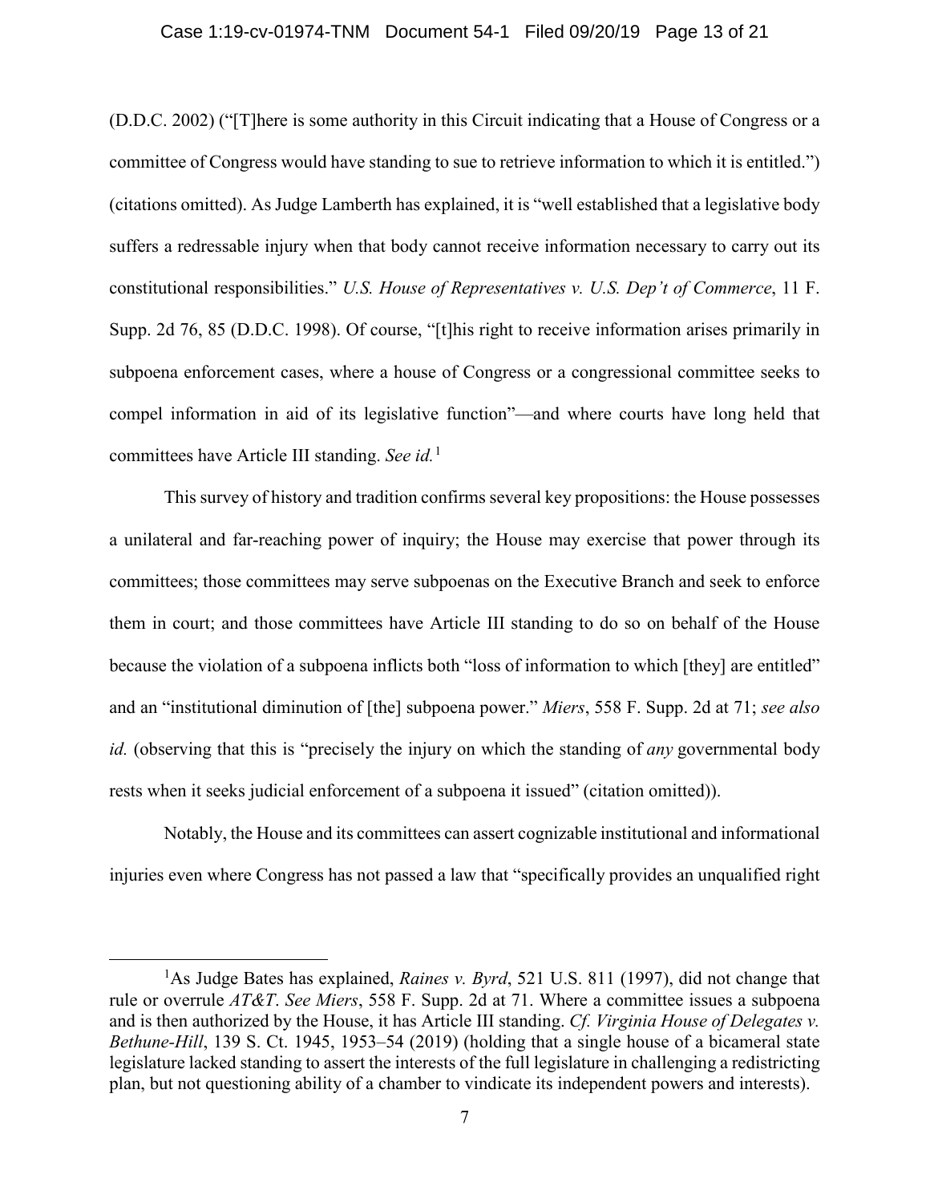(D.D.C. 2002) ("[T]here is some authority in this Circuit indicating that a House of Congress or a committee of Congress would have standing to sue to retrieve information to which it is entitled.") (citations omitted). As Judge Lamberth has explained, it is "well established that a legislative body suffers a redressable injury when that body cannot receive information necessary to carry out its constitutional responsibilities." *U.S. House of Representatives v. U.S. Dep't of Commerce*, 11 F. Supp. 2d 76, 85 (D.D.C. 1998). Of course, "[t]his right to receive information arises primarily in subpoena enforcement cases, where a house of Congress or a congressional committee seeks to compel information in aid of its legislative function"—and where courts have long held that committees have Article III standing. *See id.*[1]

This survey of history and tradition confirms several key propositions: the House possesses a unilateral and far-reaching power of inquiry; the House may exercise that power through its committees; those committees may serve subpoenas on the Executive Branch and seek to enforce them in court; and those committees have Article III standing to do so on behalf of the House because the violation of a subpoena inflicts both "loss of information to which [they] are entitled" and an "institutional diminution of [the] subpoena power." *Miers*, 558 F. Supp. 2d at 71; *see also id.* (observing that this is "precisely the injury on which the standing of *any* governmental body rests when it seeks judicial enforcement of a subpoena it issued" (citation omitted)).

Notably, the House and its committees can assert cognizable institutional and informational injuries even where Congress has not passed a law that "specifically provides an unqualified right

[1] As Judge Bates has explained, *Raines v. Byrd*, 521 U.S. 811 (1997), did not change that rule or overrule *AT&T*. *See Miers*, 558 F. Supp. 2d at 71. Where a committee issues a subpoena and is then authorized by the House, it has Article III standing. *Cf. Virginia House of Delegates v. Bethune-Hill*, 139 S. Ct. 1945, 1953–54 (2019) (holding that a single house of a bicameral state legislature lacked standing to assert the interests of the full legislature in challenging a redistricting plan, but not questioning ability of a chamber to vindicate its independent powers and interests).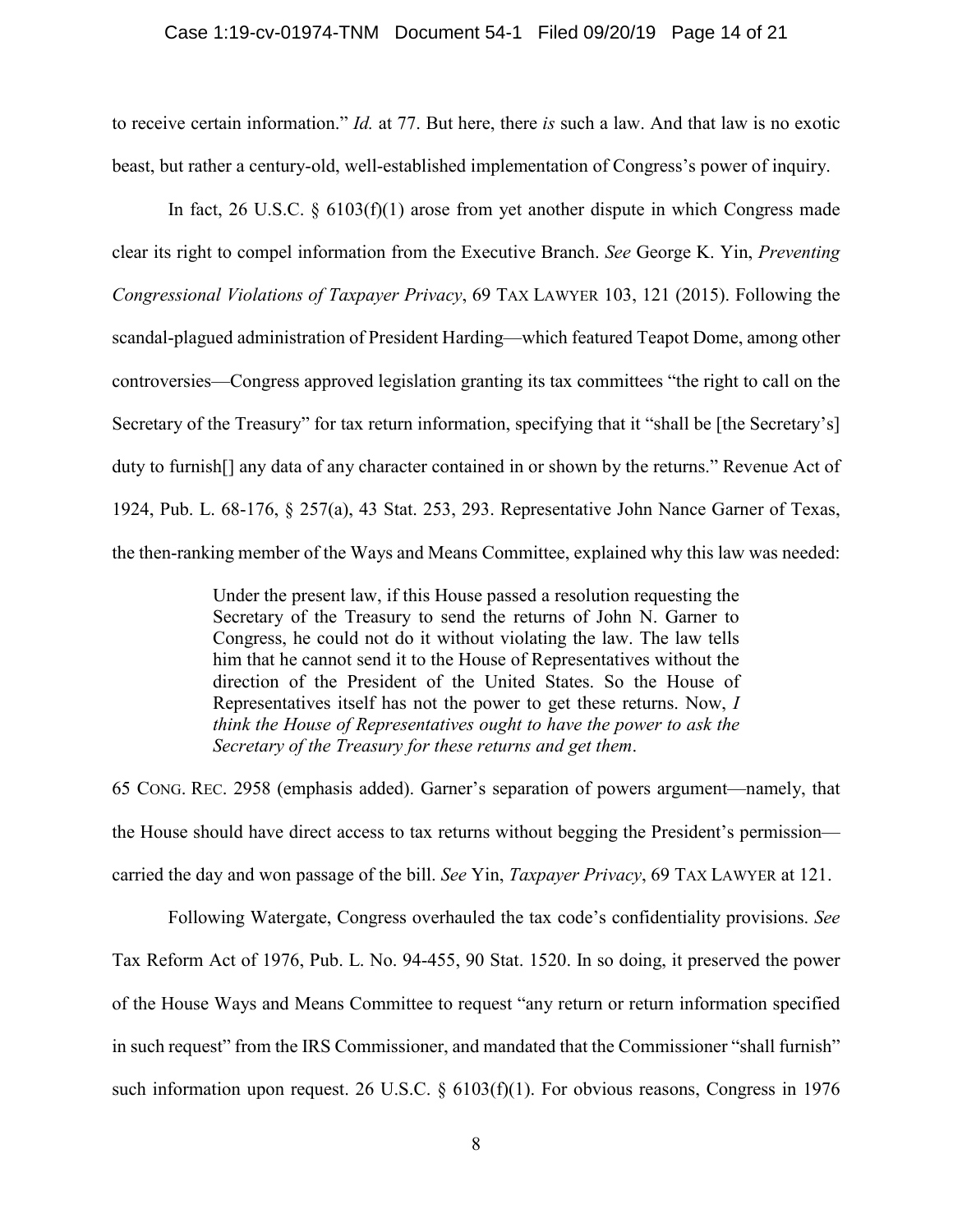to receive certain information." *Id.* at 77. But here, there *is* such a law. And that law is no exotic beast, but rather a century-old, well-established implementation of Congress's power of inquiry.

In fact, 26 U.S.C. § 6103(f)(1) arose from yet another dispute in which Congress made clear its right to compel information from the Executive Branch. *See* George K. Yin, *Preventing Congressional Violations of Taxpayer Privacy*, 69 TAX LAWYER 103, 121 (2015). Following the scandal-plagued administration of President Harding—which featured Teapot Dome, among other controversies—Congress approved legislation granting its tax committees "the right to call on the Secretary of the Treasury" for tax return information, specifying that it "shall be [the Secretary's] duty to furnish[] any data of any character contained in or shown by the returns." Revenue Act of 1924, Pub. L. 68-176, § 257(a), 43 Stat. 253, 293. Representative John Nance Garner of Texas, the then-ranking member of the Ways and Means Committee, explained why this law was needed:

> Under the present law, if this House passed a resolution requesting the Secretary of the Treasury to send the returns of John N. Garner to Congress, he could not do it without violating the law. The law tells him that he cannot send it to the House of Representatives without the direction of the President of the United States. So the House of Representatives itself has not the power to get these returns. Now, *I think the House of Representatives ought to have the power to ask the Secretary of the Treasury for these returns and get them*.

65 CONG. REC. 2958 (emphasis added). Garner's separation of powers argument—namely, that the House should have direct access to tax returns without begging the President's permission—carried the day and won passage of the bill. *See* Yin, *Taxpayer Privacy*, 69 TAX LAWYER at 121.

Following Watergate, Congress overhauled the tax code's confidentiality provisions. *See* Tax Reform Act of 1976, Pub. L. No. 94-455, 90 Stat. 1520. In so doing, it preserved the power of the House Ways and Means Committee to request "any return or return information specified in such request" from the IRS Commissioner, and mandated that the Commissioner "shall furnish" such information upon request. 26 U.S.C. § 6103(f)(1). For obvious reasons, Congress in 1976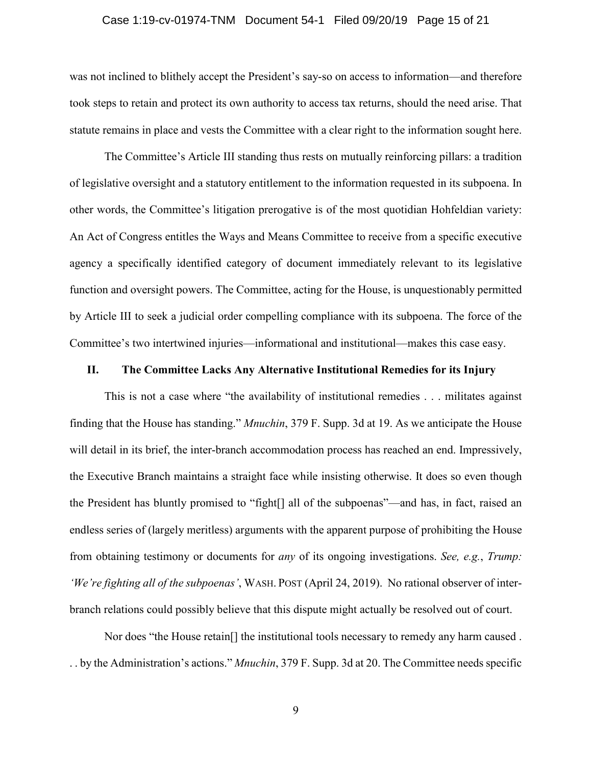was not inclined to blithely accept the President's say-so on access to information—and therefore took steps to retain and protect its own authority to access tax returns, should the need arise. That statute remains in place and vests the Committee with a clear right to the information sought here.

The Committee's Article III standing thus rests on mutually reinforcing pillars: a tradition of legislative oversight and a statutory entitlement to the information requested in its subpoena. In other words, the Committee's litigation prerogative is of the most quotidian Hohfeldian variety: An Act of Congress entitles the Ways and Means Committee to receive from a specific executive agency a specifically identified category of document immediately relevant to its legislative function and oversight powers. The Committee, acting for the House, is unquestionably permitted by Article III to seek a judicial order compelling compliance with its subpoena. The force of the Committee's two intertwined injuries—informational and institutional—makes this case easy.

## II. The Committee Lacks Any Alternative Institutional Remedies for its Injury

This is not a case where "the availability of institutional remedies . . . militates against finding that the House has standing." *Mnuchin*, 379 F. Supp. 3d at 19. As we anticipate the House will detail in its brief, the inter-branch accommodation process has reached an end. Impressively, the Executive Branch maintains a straight face while insisting otherwise. It does so even though the President has bluntly promised to "fight[] all of the subpoenas"—and has, in fact, raised an endless series of (largely meritless) arguments with the apparent purpose of prohibiting the House from obtaining testimony or documents for *any* of its ongoing investigations. *See, e.g.*, *Trump: 'We're fighting all of the subpoenas'*, WASH. POST (April 24, 2019). No rational observer of inter-branch relations could possibly believe that this dispute might actually be resolved out of court.

Nor does "the House retain[] the institutional tools necessary to remedy any harm caused . . . by the Administration's actions." *Mnuchin*, 379 F. Supp. 3d at 20. The Committee needs specific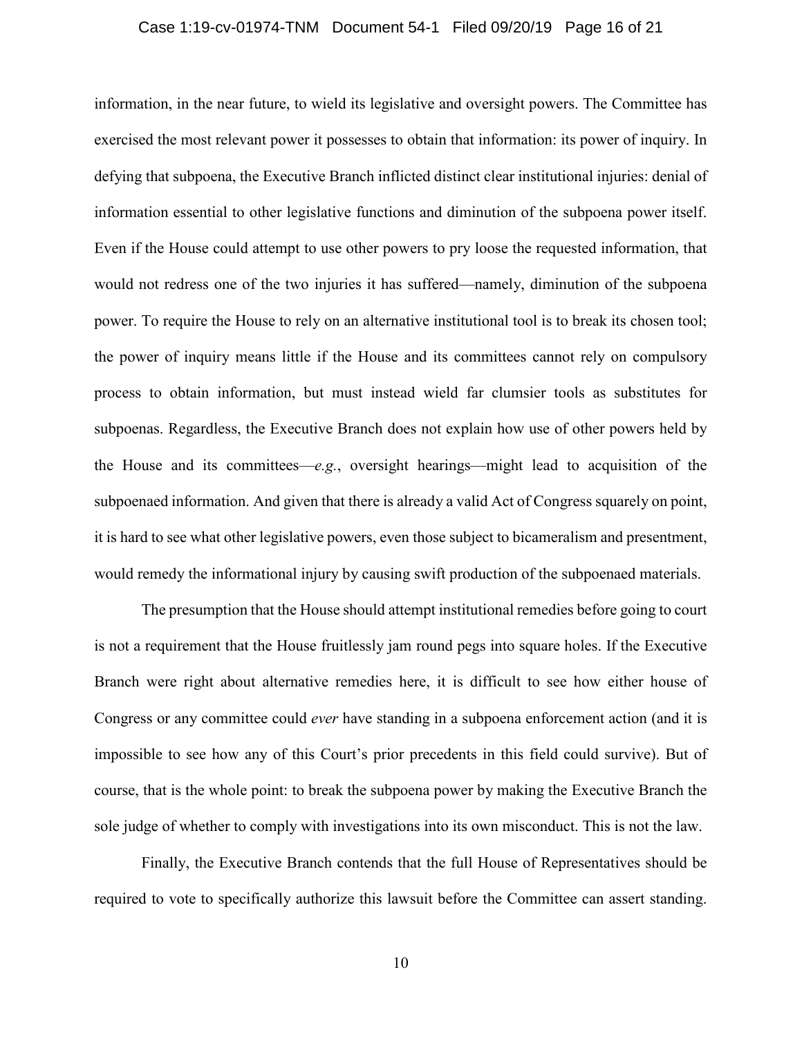information, in the near future, to wield its legislative and oversight powers. The Committee has exercised the most relevant power it possesses to obtain that information: its power of inquiry. In defying that subpoena, the Executive Branch inflicted distinct clear institutional injuries: denial of information essential to other legislative functions and diminution of the subpoena power itself. Even if the House could attempt to use other powers to pry loose the requested information, that would not redress one of the two injuries it has suffered—namely, diminution of the subpoena power. To require the House to rely on an alternative institutional tool is to break its chosen tool; the power of inquiry means little if the House and its committees cannot rely on compulsory process to obtain information, but must instead wield far clumsier tools as substitutes for subpoenas. Regardless, the Executive Branch does not explain how use of other powers held by the House and its committees—*e.g.*, oversight hearings—might lead to acquisition of the subpoenaed information. And given that there is already a valid Act of Congress squarely on point, it is hard to see what other legislative powers, even those subject to bicameralism and presentment, would remedy the informational injury by causing swift production of the subpoenaed materials.

The presumption that the House should attempt institutional remedies before going to court is not a requirement that the House fruitlessly jam round pegs into square holes. If the Executive Branch were right about alternative remedies here, it is difficult to see how either house of Congress or any committee could *ever* have standing in a subpoena enforcement action (and it is impossible to see how any of this Court's prior precedents in this field could survive). But of course, that is the whole point: to break the subpoena power by making the Executive Branch the sole judge of whether to comply with investigations into its own misconduct. This is not the law.

Finally, the Executive Branch contends that the full House of Representatives should be required to vote to specifically authorize this lawsuit before the Committee can assert standing.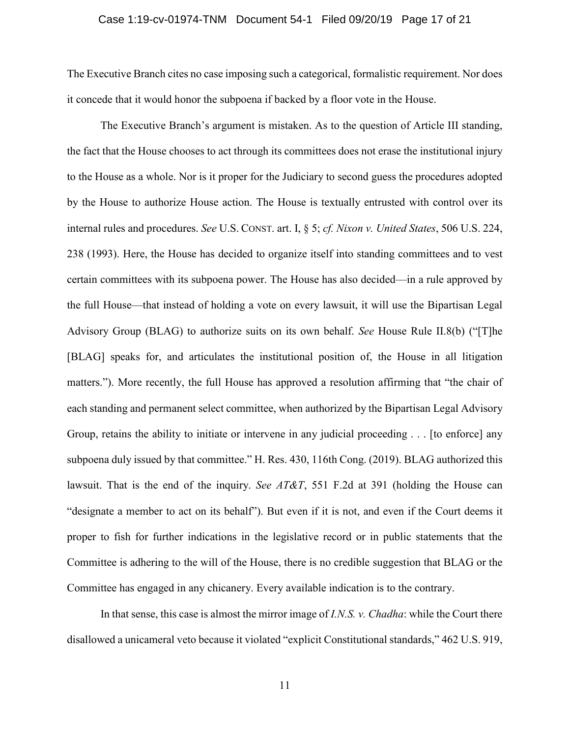The Executive Branch cites no case imposing such a categorical, formalistic requirement. Nor does it concede that it would honor the subpoena if backed by a floor vote in the House.

The Executive Branch's argument is mistaken. As to the question of Article III standing, the fact that the House chooses to act through its committees does not erase the institutional injury to the House as a whole. Nor is it proper for the Judiciary to second guess the procedures adopted by the House to authorize House action. The House is textually entrusted with control over its internal rules and procedures. *See* U.S. CONST. art. I, § 5; *cf. Nixon v. United States*, 506 U.S. 224, 238 (1993). Here, the House has decided to organize itself into standing committees and to vest certain committees with its subpoena power. The House has also decided—in a rule approved by the full House—that instead of holding a vote on every lawsuit, it will use the Bipartisan Legal Advisory Group (BLAG) to authorize suits on its own behalf. *See* House Rule II.8(b) ("[T]he [BLAG] speaks for, and articulates the institutional position of, the House in all litigation matters."). More recently, the full House has approved a resolution affirming that "the chair of each standing and permanent select committee, when authorized by the Bipartisan Legal Advisory Group, retains the ability to initiate or intervene in any judicial proceeding . . . [to enforce] any subpoena duly issued by that committee." H. Res. 430, 116th Cong. (2019). BLAG authorized this lawsuit. That is the end of the inquiry. *See AT&T*, 551 F.2d at 391 (holding the House can "designate a member to act on its behalf"). But even if it is not, and even if the Court deems it proper to fish for further indications in the legislative record or in public statements that the Committee is adhering to the will of the House, there is no credible suggestion that BLAG or the Committee has engaged in any chicanery. Every available indication is to the contrary.

In that sense, this case is almost the mirror image of *I.N.S. v. Chadha*: while the Court there disallowed a unicameral veto because it violated "explicit Constitutional standards," 462 U.S. 919,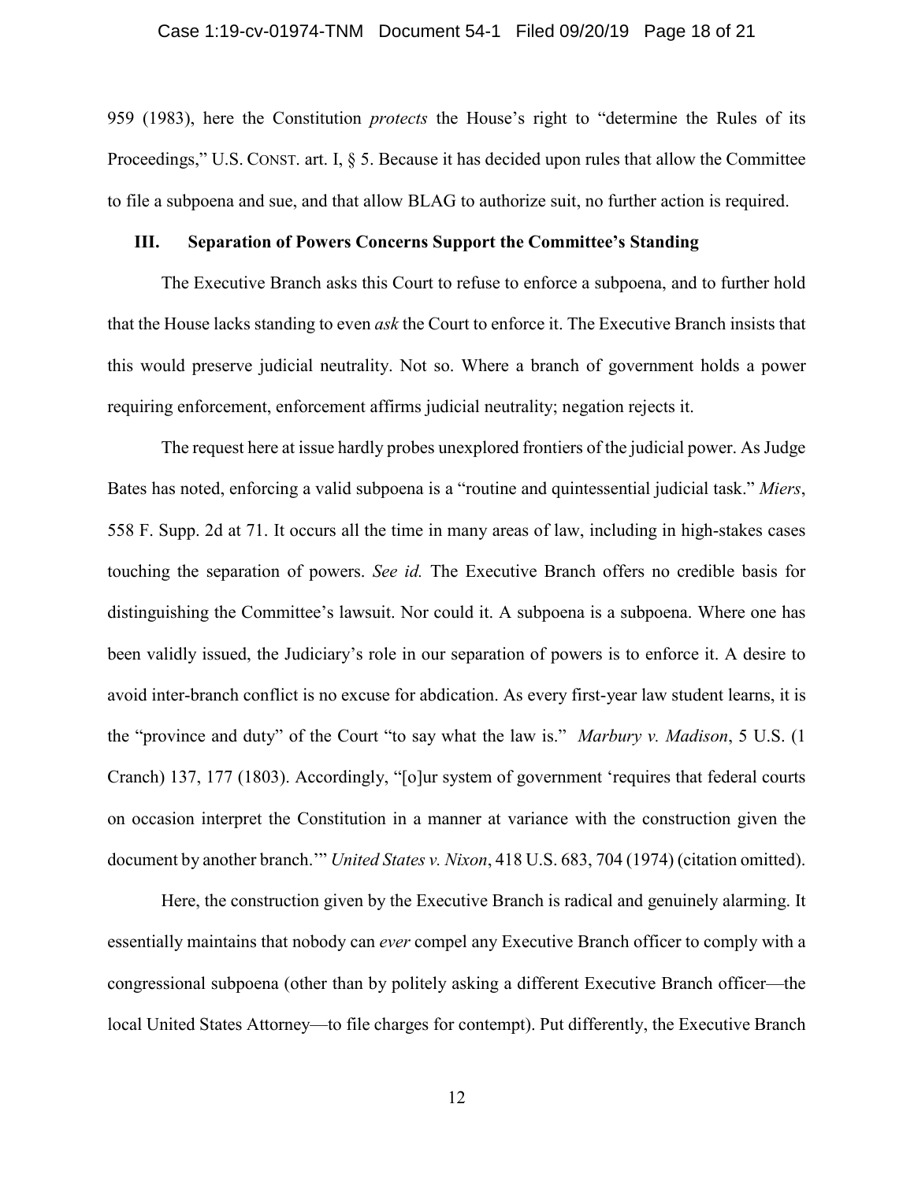959 (1983), here the Constitution *protects* the House's right to "determine the Rules of its Proceedings," U.S. CONST. art. I, § 5. Because it has decided upon rules that allow the Committee to file a subpoena and sue, and that allow BLAG to authorize suit, no further action is required.

## III. Separation of Powers Concerns Support the Committee's Standing

The Executive Branch asks this Court to refuse to enforce a subpoena, and to further hold that the House lacks standing to even *ask* the Court to enforce it. The Executive Branch insists that this would preserve judicial neutrality. Not so. Where a branch of government holds a power requiring enforcement, enforcement affirms judicial neutrality; negation rejects it.

The request here at issue hardly probes unexplored frontiers of the judicial power. As Judge Bates has noted, enforcing a valid subpoena is a "routine and quintessential judicial task." *Miers*, 558 F. Supp. 2d at 71. It occurs all the time in many areas of law, including in high-stakes cases touching the separation of powers. *See id.* The Executive Branch offers no credible basis for distinguishing the Committee's lawsuit. Nor could it. A subpoena is a subpoena. Where one has been validly issued, the Judiciary's role in our separation of powers is to enforce it. A desire to avoid inter-branch conflict is no excuse for abdication. As every first-year law student learns, it is the "province and duty" of the Court "to say what the law is." *Marbury v. Madison*, 5 U.S. (1 Cranch) 137, 177 (1803). Accordingly, "[o]ur system of government 'requires that federal courts on occasion interpret the Constitution in a manner at variance with the construction given the document by another branch.'" *United States v. Nixon*, 418 U.S. 683, 704 (1974) (citation omitted).

Here, the construction given by the Executive Branch is radical and genuinely alarming. It essentially maintains that nobody can *ever* compel any Executive Branch officer to comply with a congressional subpoena (other than by politely asking a different Executive Branch officer—the local United States Attorney—to file charges for contempt). Put differently, the Executive Branch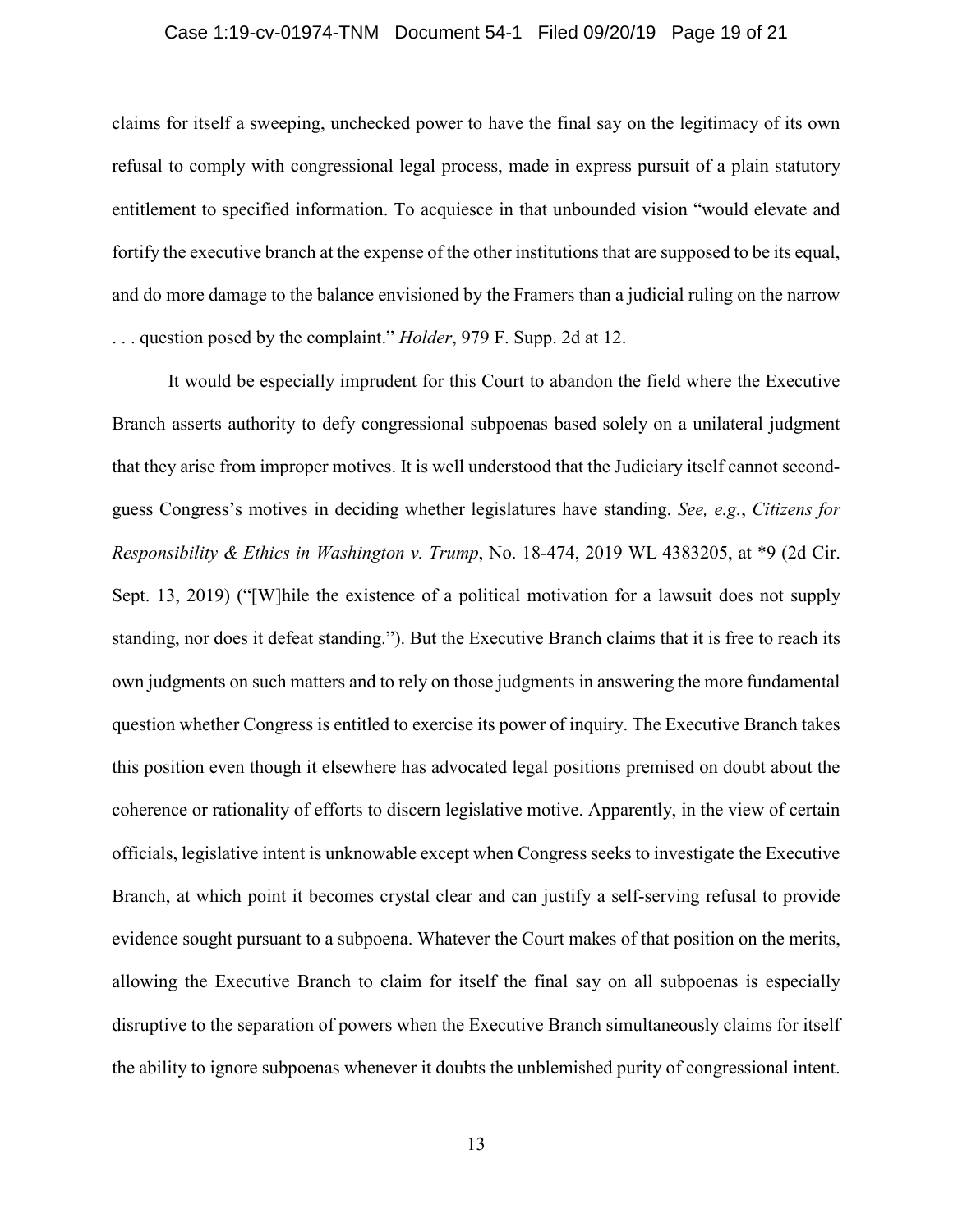claims for itself a sweeping, unchecked power to have the final say on the legitimacy of its own refusal to comply with congressional legal process, made in express pursuit of a plain statutory entitlement to specified information. To acquiesce in that unbounded vision "would elevate and fortify the executive branch at the expense of the other institutions that are supposed to be its equal, and do more damage to the balance envisioned by the Framers than a judicial ruling on the narrow . . . question posed by the complaint." *Holder*, 979 F. Supp. 2d at 12.

It would be especially imprudent for this Court to abandon the field where the Executive Branch asserts authority to defy congressional subpoenas based solely on a unilateral judgment that they arise from improper motives. It is well understood that the Judiciary itself cannot second-guess Congress's motives in deciding whether legislatures have standing. *See, e.g.*, *Citizens for Responsibility & Ethics in Washington v. Trump*, No. 18-474, 2019 WL 4383205, at *9 (2d Cir. Sept. 13, 2019) ("[W]hile the existence of a political motivation for a lawsuit does not supply standing, nor does it defeat standing."). But the Executive Branch claims that it is free to reach its own judgments on such matters and to rely on those judgments in answering the more fundamental question whether Congress is entitled to exercise its power of inquiry. The Executive Branch takes this position even though it elsewhere has advocated legal positions premised on doubt about the coherence or rationality of efforts to discern legislative motive. Apparently, in the view of certain officials, legislative intent is unknowable except when Congress seeks to investigate the Executive Branch, at which point it becomes crystal clear and can justify a self-serving refusal to provide evidence sought pursuant to a subpoena. Whatever the Court makes of that position on the merits, allowing the Executive Branch to claim for itself the final say on all subpoenas is especially disruptive to the separation of powers when the Executive Branch simultaneously claims for itself the ability to ignore subpoenas whenever it doubts the unblemished purity of congressional intent.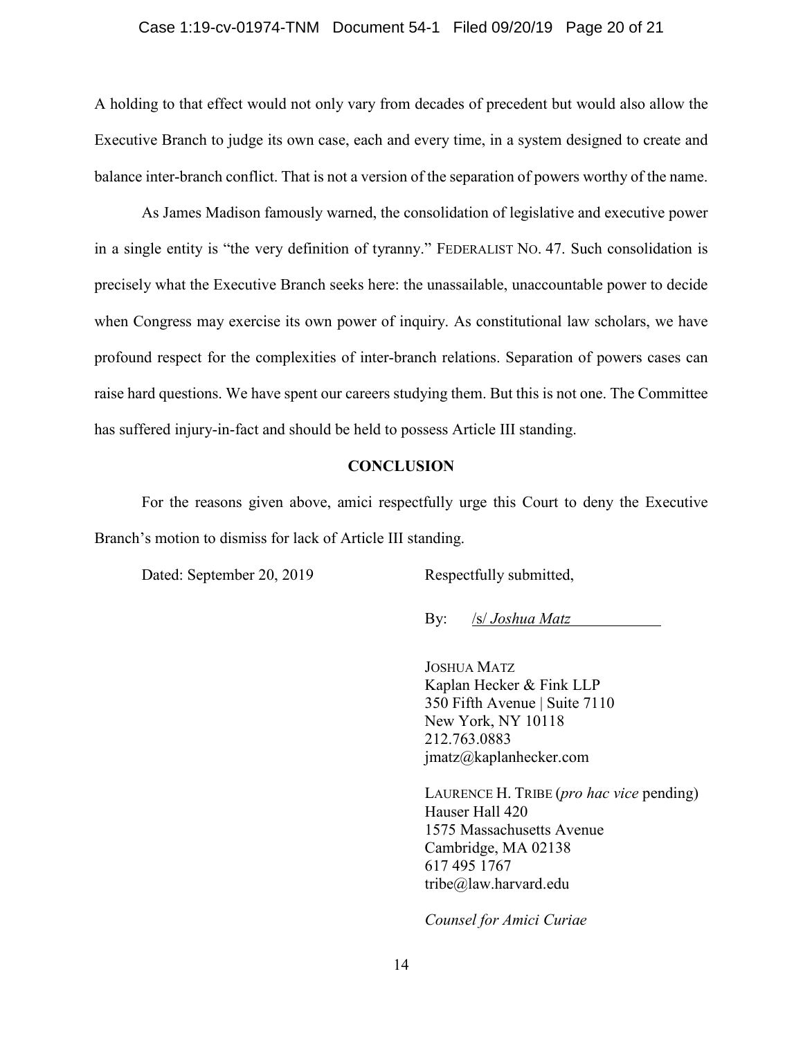A holding to that effect would not only vary from decades of precedent but would also allow the Executive Branch to judge its own case, each and every time, in a system designed to create and balance inter-branch conflict. That is not a version of the separation of powers worthy of the name.

As James Madison famously warned, the consolidation of legislative and executive power in a single entity is "the very definition of tyranny." FEDERALIST NO. 47. Such consolidation is precisely what the Executive Branch seeks here: the unassailable, unaccountable power to decide when Congress may exercise its own power of inquiry. As constitutional law scholars, we have profound respect for the complexities of inter-branch relations. Separation of powers cases can raise hard questions. We have spent our careers studying them. But this is not one. The Committee has suffered injury-in-fact and should be held to possess Article III standing.

## CONCLUSION

For the reasons given above, amici respectfully urge this Court to deny the Executive Branch's motion to dismiss for lack of Article III standing.

Dated: September 20, 2019

Respectfully submitted,

By: /s/ *Joshua Matz*

JOSHUA MATZ
Kaplan Hecker & Fink LLP
350 Fifth Avenue | Suite 7110
New York, NY 10118
212.763.0883
jmatz@kaplanhecker.com

LAURENCE H. TRIBE (*pro hac vice* pending)
Hauser Hall 420
1575 Massachusetts Avenue
Cambridge, MA 02138
617 495 1767
tribe@law.harvard.edu

*Counsel for Amici Curiae*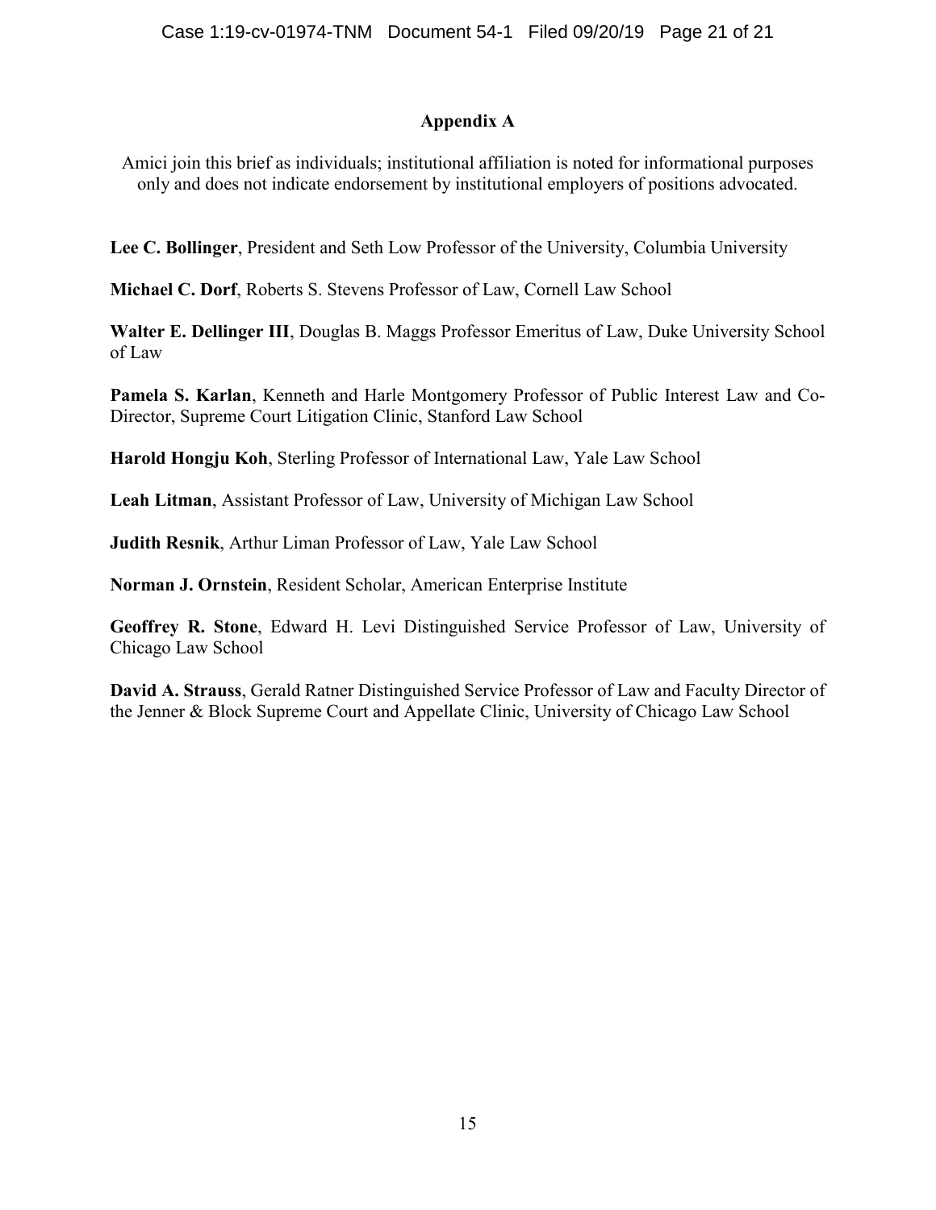## Appendix A

Amici join this brief as individuals; institutional affiliation is noted for informational purposes only and does not indicate endorsement by institutional employers of positions advocated.

**Lee C. Bollinger**, President and Seth Low Professor of the University, Columbia University

**Michael C. Dorf**, Roberts S. Stevens Professor of Law, Cornell Law School

**Walter E. Dellinger III**, Douglas B. Maggs Professor Emeritus of Law, Duke University School of Law

**Pamela S. Karlan**, Kenneth and Harle Montgomery Professor of Public Interest Law and Co-Director, Supreme Court Litigation Clinic, Stanford Law School

**Harold Hongju Koh**, Sterling Professor of International Law, Yale Law School

**Leah Litman**, Assistant Professor of Law, University of Michigan Law School

**Judith Resnik**, Arthur Liman Professor of Law, Yale Law School

**Norman J. Ornstein**, Resident Scholar, American Enterprise Institute

**Geoffrey R. Stone**, Edward H. Levi Distinguished Service Professor of Law, University of Chicago Law School

**David A. Strauss**, Gerald Ratner Distinguished Service Professor of Law and Faculty Director of the Jenner & Block Supreme Court and Appellate Clinic, University of Chicago Law School